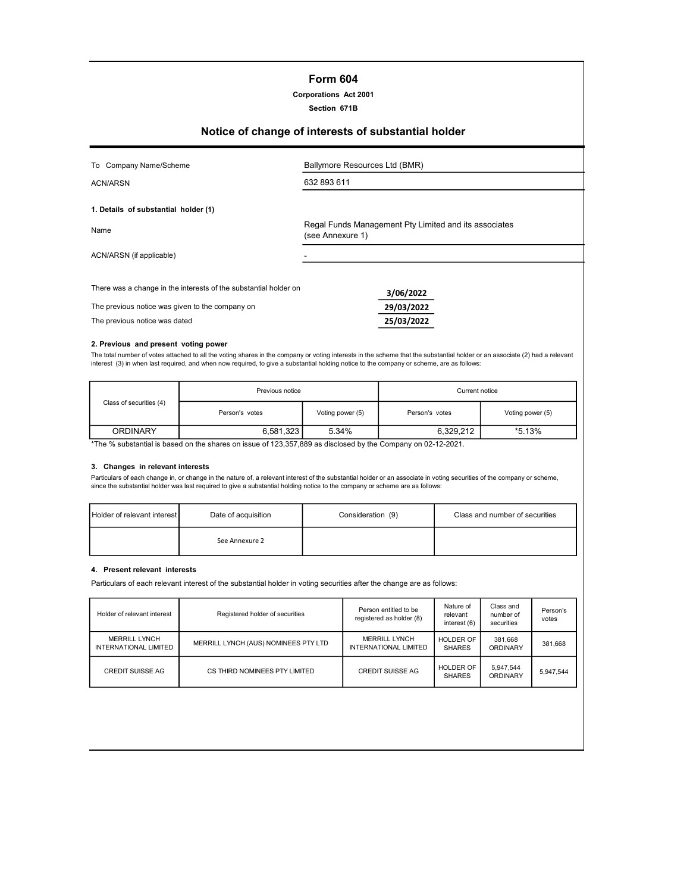# Form 604

**Corporations Act 2001**

**Section 671B**

## Notice of change of interests of substantial holder

| | |
|---|---|
| To Company Name/Scheme | Ballymore Resources Ltd (BMR) |
| ACN/ARSN | 632 893 611 |

**1. Details of substantial holder (1)**

| | |
|---|---|
| Name | Regal Funds Management Pty Limited and its associates (see Annexure 1) |
| ACN/ARSN (if applicable) | - |

| | |
|---|---|
| There was a change in the interests of the substantial holder on | 3/06/2022 |
| The previous notice was given to the company on | 29/03/2022 |
| The previous notice was dated | 25/03/2022 |

**2. Previous and present voting power**

The total number of votes attached to all the voting shares in the company or voting interests in the scheme that the substantial holder or an associate (2) had a relevant interest (3) in when last required, and when now required, to give a substantial holding notice to the company or scheme, are as follows:

| Class of securities (4) | Previous notice | | Current notice | |
|---|---|---|---|---|
| | Person's votes | Voting power (5) | Person's votes | Voting power (5) |
| ORDINARY | 6,581,323 | 5.34% | 6,329,212 | *5.13% |

*The % substantial is based on the shares on issue of 123,357,889 as disclosed by the Company on 02-12-2021.

**3. Changes in relevant interests**

Particulars of each change in, or change in the nature of, a relevant interest of the substantial holder or an associate in voting securities of the company or scheme, since the substantial holder was last required to give a substantial holding notice to the company or scheme are as follows:

| Holder of relevant interest | Date of acquisition | Consideration (9) | Class and number of securities |
|---|---|---|---|
| | See Annexure 2 | | |

**4. Present relevant interests**

Particulars of each relevant interest of the substantial holder in voting securities after the change are as follows:

| Holder of relevant interest | Registered holder of securities | Person entitled to be registered as holder (8) | Nature of relevant interest (6) | Class and number of securities | Person's votes |
|---|---|---|---|---|---|
| MERRILL LYNCH INTERNATIONAL LIMITED | MERRILL LYNCH (AUS) NOMINEES PTY LTD | MERRILL LYNCH INTERNATIONAL LIMITED | HOLDER OF SHARES | 381,668 ORDINARY | 381,668 |
| CREDIT SUISSE AG | CS THIRD NOMINEES PTY LIMITED | CREDIT SUISSE AG | HOLDER OF SHARES | 5,947,544 ORDINARY | 5,947,544 |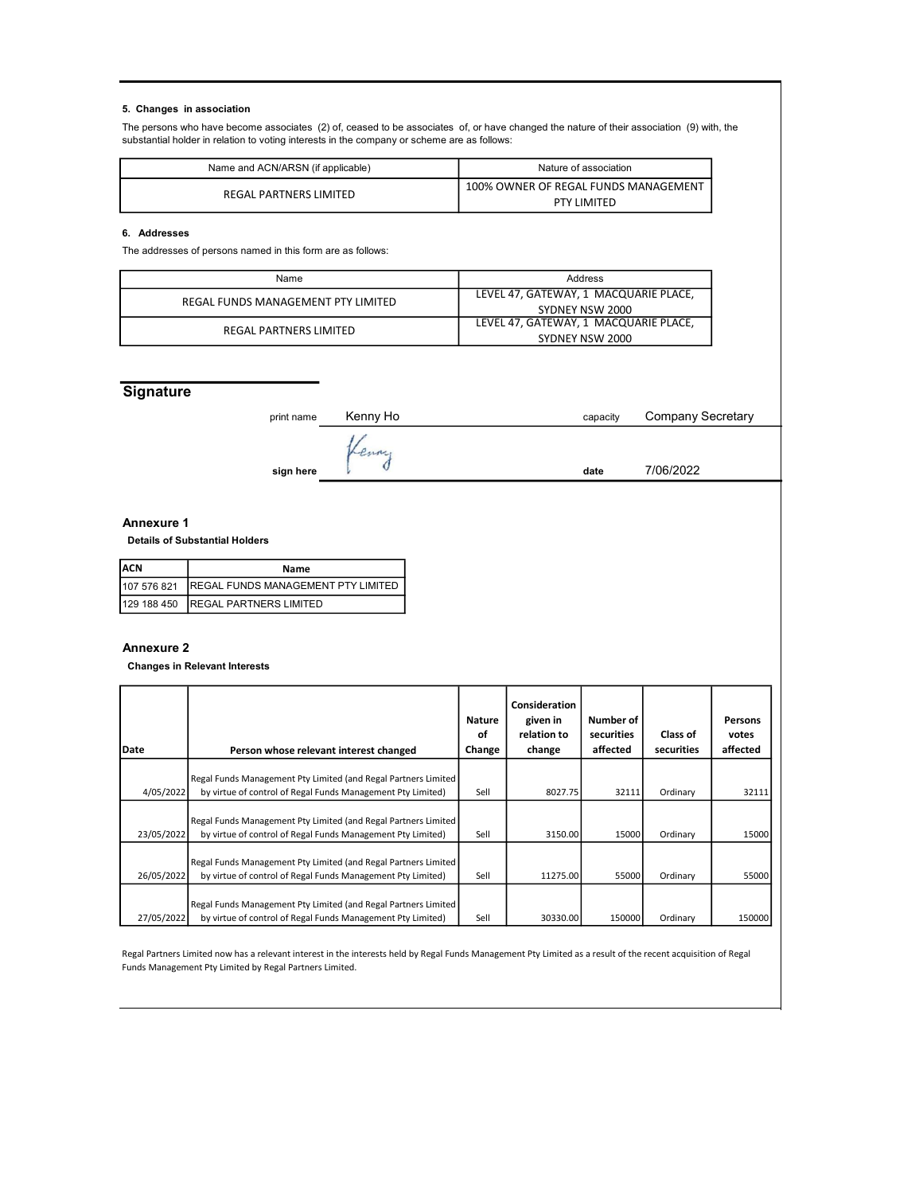#### 5. Changes in association

The persons who have become associates (2) of, ceased to be associates of, or have changed the nature of their association (9) with, the substantial holder in relation to voting interests in the company or scheme are as follows:

| Name and ACN/ARSN (if applicable) | Nature of association |
| --- | --- |
| REGAL PARTNERS LIMITED | 100% OWNER OF REGAL FUNDS MANAGEMENT PTY LIMITED |

#### 6. Addresses

The addresses of persons named in this form are as follows:

| Name | Address |
| --- | --- |
| REGAL FUNDS MANAGEMENT PTY LIMITED | LEVEL 47, GATEWAY, 1 MACQUARIE PLACE, SYDNEY NSW 2000 |
| REGAL PARTNERS LIMITED | LEVEL 47, GATEWAY, 1 MACQUARIE PLACE, SYDNEY NSW 2000 |

## Signature

print name Kenny Ho capacity Company Secretary

sign here [signature] date 7/06/2022

### Annexure 1

**Details of Substantial Holders**

| ACN | Name |
| --- | --- |
| 107 576 821 | REGAL FUNDS MANAGEMENT PTY LIMITED |
| 129 188 450 | REGAL PARTNERS LIMITED |

### Annexure 2

**Changes in Relevant Interests**

| Date | Person whose relevant interest changed | Nature of Change | Consideration given in relation to change | Number of securities affected | Class of securities | Persons votes affected |
| --- | --- | --- | --- | --- | --- | --- |
| 4/05/2022 | Regal Funds Management Pty Limited (and Regal Partners Limited by virtue of control of Regal Funds Management Pty Limited) | Sell | 8027.75 | 32111 | Ordinary | 32111 |
| 23/05/2022 | Regal Funds Management Pty Limited (and Regal Partners Limited by virtue of control of Regal Funds Management Pty Limited) | Sell | 3150.00 | 15000 | Ordinary | 15000 |
| 26/05/2022 | Regal Funds Management Pty Limited (and Regal Partners Limited by virtue of control of Regal Funds Management Pty Limited) | Sell | 11275.00 | 55000 | Ordinary | 55000 |
| 27/05/2022 | Regal Funds Management Pty Limited (and Regal Partners Limited by virtue of control of Regal Funds Management Pty Limited) | Sell | 30330.00 | 150000 | Ordinary | 150000 |

Regal Partners Limited now has a relevant interest in the interests held by Regal Funds Management Pty Limited as a result of the recent acquisition of Regal Funds Management Pty Limited by Regal Partners Limited.